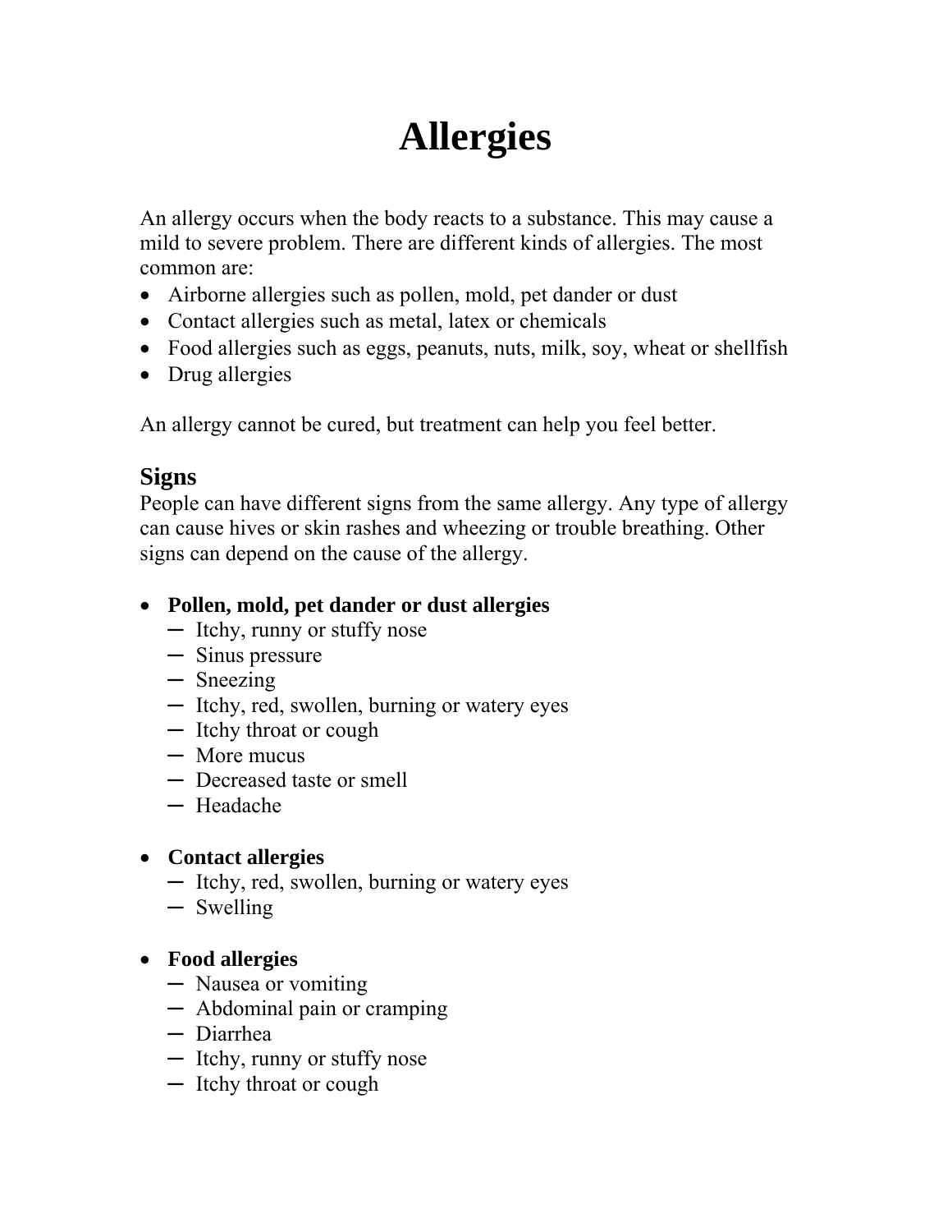# Allergies

An allergy occurs when the body reacts to a substance. This may cause a mild to severe problem. There are different kinds of allergies. The most common are:

- Airborne allergies such as pollen, mold, pet dander or dust
- Contact allergies such as metal, latex or chemicals
- Food allergies such as eggs, peanuts, nuts, milk, soy, wheat or shellfish
- Drug allergies

An allergy cannot be cured, but treatment can help you feel better.

## Signs

People can have different signs from the same allergy. Any type of allergy can cause hives or skin rashes and wheezing or trouble breathing. Other signs can depend on the cause of the allergy.

- **Pollen, mold, pet dander or dust allergies**
  - Itchy, runny or stuffy nose
  - Sinus pressure
  - Sneezing
  - Itchy, red, swollen, burning or watery eyes
  - Itchy throat or cough
  - More mucus
  - Decreased taste or smell
  - Headache

- **Contact allergies**
  - Itchy, red, swollen, burning or watery eyes
  - Swelling

- **Food allergies**
  - Nausea or vomiting
  - Abdominal pain or cramping
  - Diarrhea
  - Itchy, runny or stuffy nose
  - Itchy throat or cough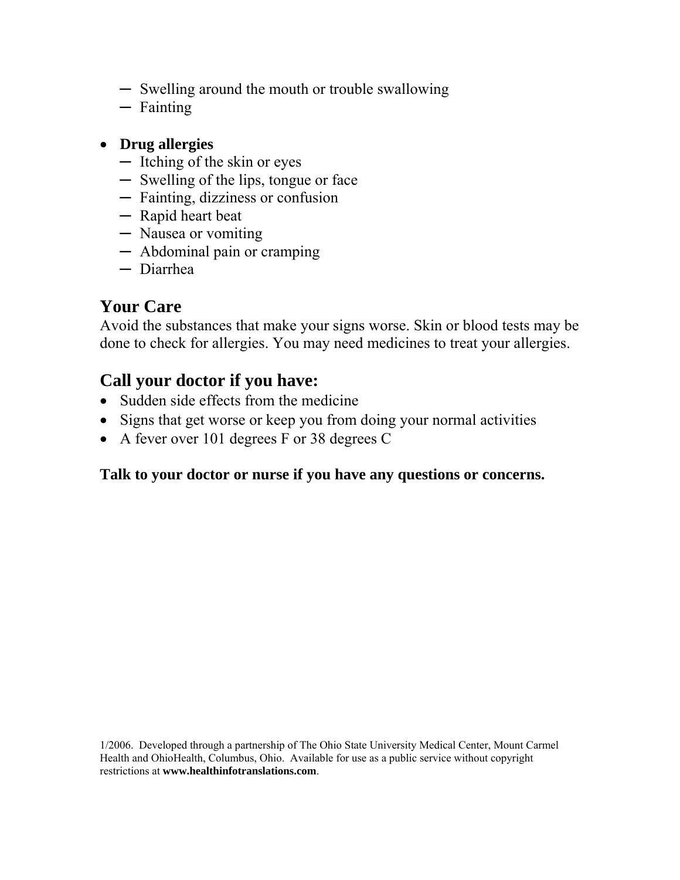- Swelling around the mouth or trouble swallowing
  - Fainting

- **Drug allergies**
  - Itching of the skin or eyes
  - Swelling of the lips, tongue or face
  - Fainting, dizziness or confusion
  - Rapid heart beat
  - Nausea or vomiting
  - Abdominal pain or cramping
  - Diarrhea

## Your Care

Avoid the substances that make your signs worse. Skin or blood tests may be done to check for allergies. You may need medicines to treat your allergies.

## Call your doctor if you have:

- Sudden side effects from the medicine
- Signs that get worse or keep you from doing your normal activities
- A fever over 101 degrees F or 38 degrees C

**Talk to your doctor or nurse if you have any questions or concerns.**

1/2006. Developed through a partnership of The Ohio State University Medical Center, Mount Carmel Health and OhioHealth, Columbus, Ohio. Available for use as a public service without copyright restrictions at **www.healthinfotranslations.com**.